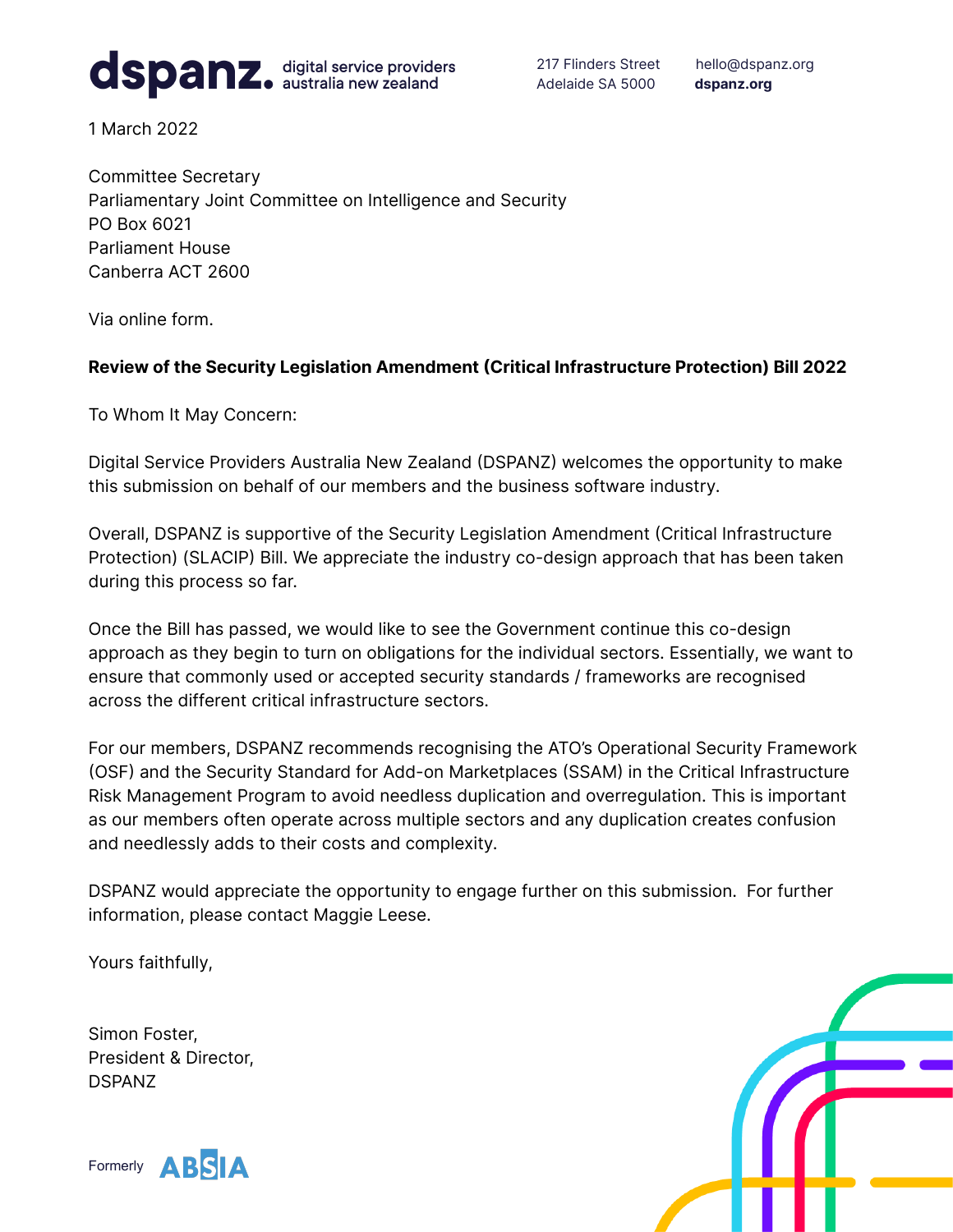**dspanz.** digital service providers australia new zealand

217 Flinders Street
Adelaide SA 5000

hello@dspanz.org
**dspanz.org**

1 March 2022

Committee Secretary
Parliamentary Joint Committee on Intelligence and Security
PO Box 6021
Parliament House
Canberra ACT 2600

Via online form.

**Review of the Security Legislation Amendment (Critical Infrastructure Protection) Bill 2022**

To Whom It May Concern:

Digital Service Providers Australia New Zealand (DSPANZ) welcomes the opportunity to make this submission on behalf of our members and the business software industry.

Overall, DSPANZ is supportive of the Security Legislation Amendment (Critical Infrastructure Protection) (SLACIP) Bill. We appreciate the industry co-design approach that has been taken during this process so far.

Once the Bill has passed, we would like to see the Government continue this co-design approach as they begin to turn on obligations for the individual sectors. Essentially, we want to ensure that commonly used or accepted security standards / frameworks are recognised across the different critical infrastructure sectors.

For our members, DSPANZ recommends recognising the ATO's Operational Security Framework (OSF) and the Security Standard for Add-on Marketplaces (SSAM) in the Critical Infrastructure Risk Management Program to avoid needless duplication and overregulation. This is important as our members often operate across multiple sectors and any duplication creates confusion and needlessly adds to their costs and complexity.

DSPANZ would appreciate the opportunity to engage further on this submission. For further information, please contact Maggie Leese.

Yours faithfully,

Simon Foster,
President & Director,
DSPANZ

Formerly ABSIA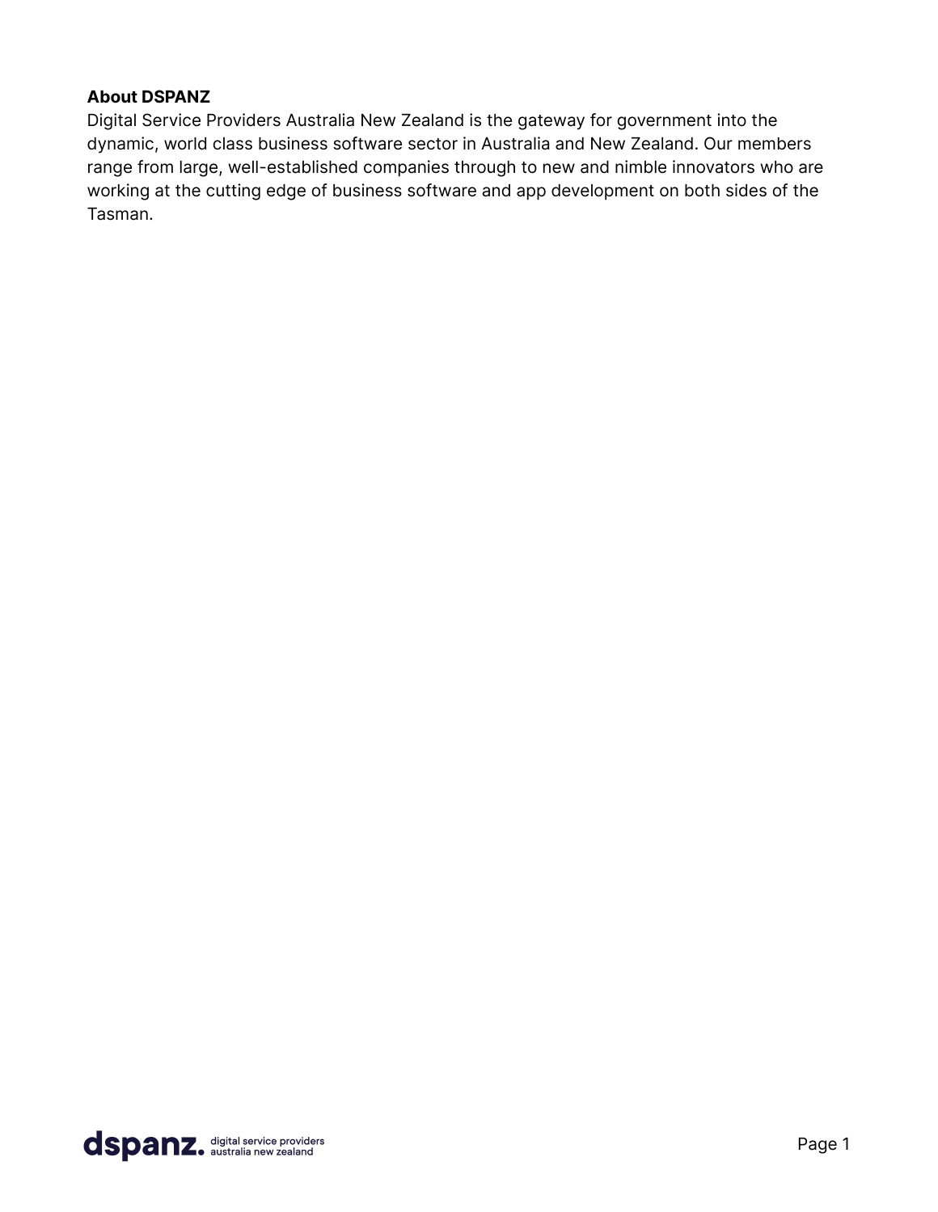**About DSPANZ**

Digital Service Providers Australia New Zealand is the gateway for government into the dynamic, world class business software sector in Australia and New Zealand. Our members range from large, well-established companies through to new and nimble innovators who are working at the cutting edge of business software and app development on both sides of the Tasman.